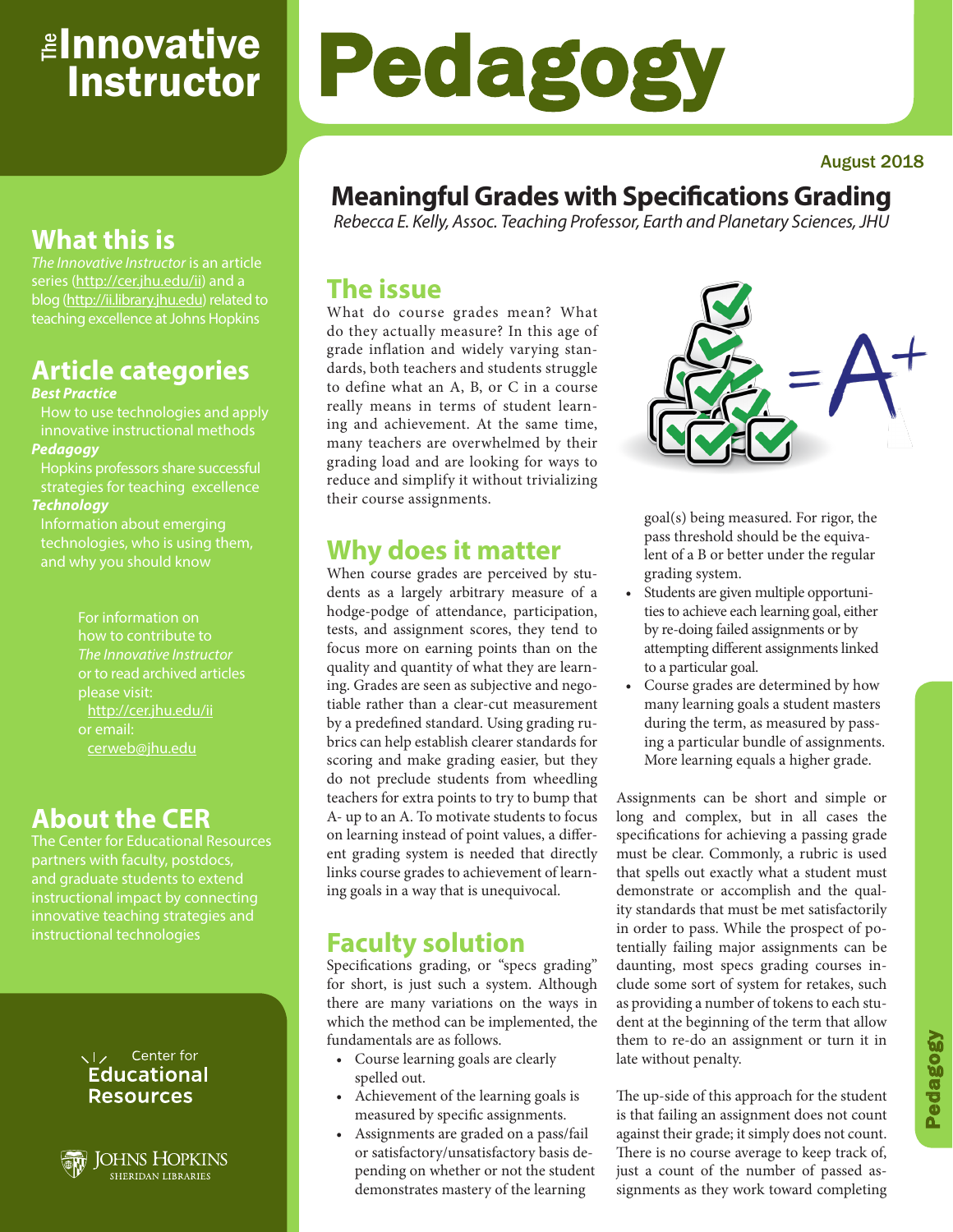# The Innovative Instructor

# Pedagogy

August 2018

## Meaningful Grades with Specifications Grading

*Rebecca E. Kelly, Assoc. Teaching Professor, Earth and Planetary Sciences, JHU*

## The issue

What do course grades mean? What do they actually measure? In this age of grade inflation and widely varying standards, both teachers and students struggle to define what an A, B, or C in a course really means in terms of student learning and achievement. At the same time, many teachers are overwhelmed by their grading load and are looking for ways to reduce and simplify it without trivializing their course assignments.

## Why does it matter

When course grades are perceived by students as a largely arbitrary measure of a hodge-podge of attendance, participation, tests, and assignment scores, they tend to focus more on earning points than on the quality and quantity of what they are learning. Grades are seen as subjective and negotiable rather than a clear-cut measurement by a predefined standard. Using grading rubrics can help establish clearer standards for scoring and make grading easier, but they do not preclude students from wheedling teachers for extra points to try to bump that A- up to an A. To motivate students to focus on learning instead of point values, a different grading system is needed that directly links course grades to achievement of learning goals in a way that is unequivocal.

## Faculty solution

Specifications grading, or "specs grading" for short, is just such a system. Although there are many variations on the ways in which the method can be implemented, the fundamentals are as follows.

- Course learning goals are clearly spelled out.
- Achievement of the learning goals is measured by specific assignments.
- Assignments are graded on a pass/fail or satisfactory/unsatisfactory basis depending on whether or not the student demonstrates mastery of the learning goal(s) being measured. For rigor, the pass threshold should be the equivalent of a B or better under the regular grading system.
- Students are given multiple opportunities to achieve each learning goal, either by re-doing failed assignments or by attempting different assignments linked to a particular goal.
- Course grades are determined by how many learning goals a student masters during the term, as measured by passing a particular bundle of assignments. More learning equals a higher grade.

Assignments can be short and simple or long and complex, but in all cases the specifications for achieving a passing grade must be clear. Commonly, a rubric is used that spells out exactly what a student must demonstrate or accomplish and the quality standards that must be met satisfactorily in order to pass. While the prospect of potentially failing major assignments can be daunting, most specs grading courses include some sort of system for retakes, such as providing a number of tokens to each student at the beginning of the term that allow them to re-do an assignment or turn it in late without penalty.

The up-side of this approach for the student is that failing an assignment does not count against their grade; it simply does not count. There is no course average to keep track of, just a count of the number of passed assignments as they work toward completing

---

## What this is

*The Innovative Instructor* is an article series (http://cer.jhu.edu/ii) and a blog (http://ii.library.jhu.edu) related to teaching excellence at Johns Hopkins

## Article categories

***Best Practice***

How to use technologies and apply innovative instructional methods

***Pedagogy***

Hopkins professors share successful strategies for teaching excellence

***Technology***

Information about emerging technologies, who is using them, and why you should know

For information on how to contribute to *The Innovative Instructor* or to read archived articles please visit: http://cer.jhu.edu/ii or email: cerweb@jhu.edu

## About the CER

The Center for Educational Resources partners with faculty, postdocs, and graduate students to extend instructional impact by connecting innovative teaching strategies and instructional technologies

Center for Educational Resources

Johns Hopkins Sheridan Libraries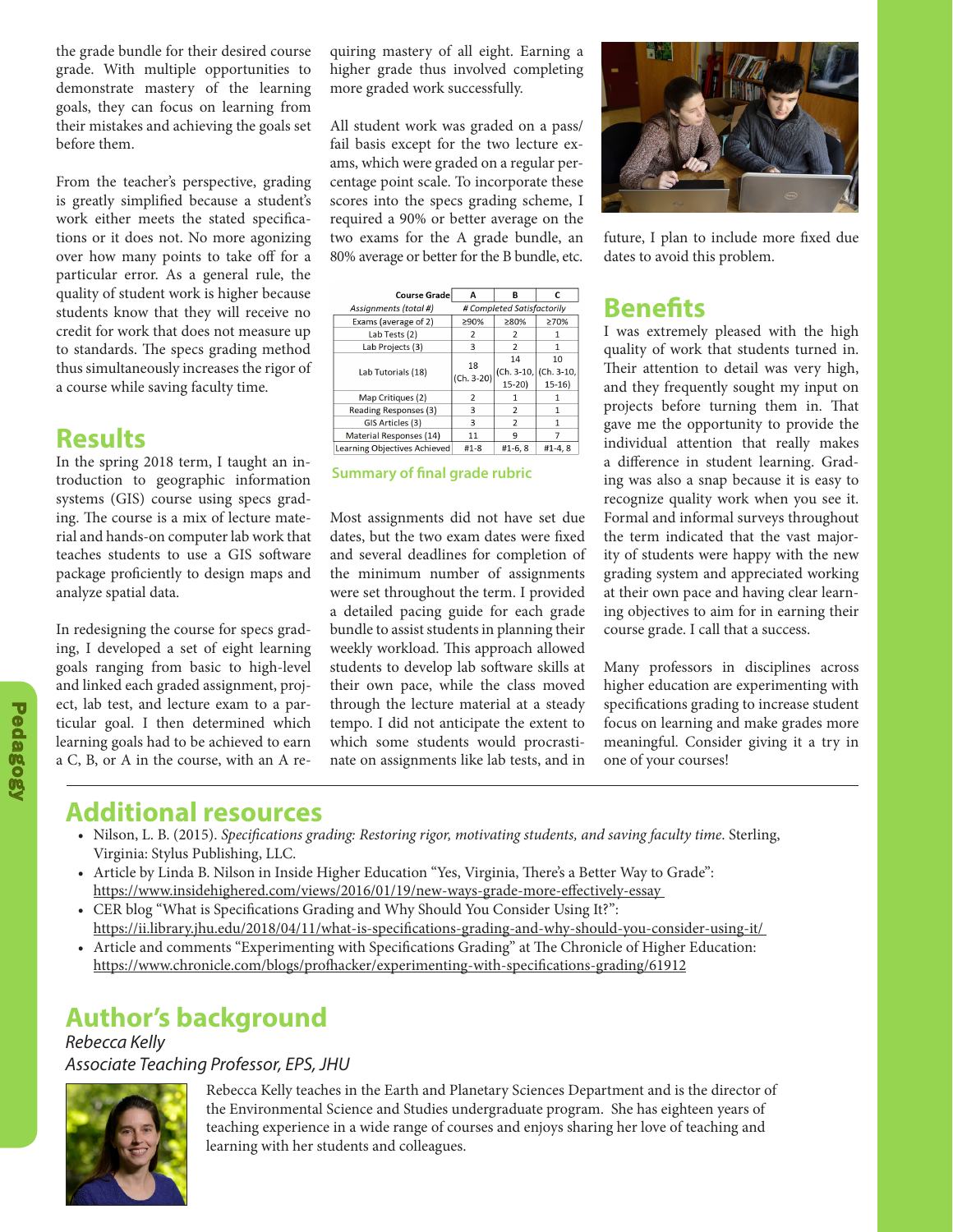the grade bundle for their desired course grade. With multiple opportunities to demonstrate mastery of the learning goals, they can focus on learning from their mistakes and achieving the goals set before them.

From the teacher's perspective, grading is greatly simplified because a student's work either meets the stated specifications or it does not. No more agonizing over how many points to take off for a particular error. As a general rule, the quality of student work is higher because students know that they will receive no credit for work that does not measure up to standards. The specs grading method thus simultaneously increases the rigor of a course while saving faculty time.

## Results

In the spring 2018 term, I taught an introduction to geographic information systems (GIS) course using specs grading. The course is a mix of lecture material and hands-on computer lab work that teaches students to use a GIS software package proficiently to design maps and analyze spatial data.

In redesigning the course for specs grading, I developed a set of eight learning goals ranging from basic to high-level and linked each graded assignment, project, lab test, and lecture exam to a particular goal. I then determined which learning goals had to be achieved to earn a C, B, or A in the course, with an A requiring mastery of all eight. Earning a higher grade thus involved completing more graded work successfully.

All student work was graded on a pass/fail basis except for the two lecture exams, which were graded on a regular percentage point scale. To incorporate these scores into the specs grading scheme, I required a 90% or better average on the two exams for the A grade bundle, an 80% average or better for the B bundle, etc.

| **Course Grade** | A | B | C |
|---|---|---|---|
| *Assignments (total #)* | *# Completed Satisfactorily* | | |
| Exams (average of 2) | ≥90% | ≥80% | ≥70% |
| Lab Tests (2) | 2 | 2 | 1 |
| Lab Projects (3) | 3 | 2 | 1 |
| Lab Tutorials (18) | 18 (Ch. 3-20) | 14 (Ch. 3-10, 15-20) | 10 (Ch. 3-10, 15-16) |
| Map Critiques (2) | 2 | 1 | 1 |
| Reading Responses (3) | 3 | 2 | 1 |
| GIS Articles (3) | 3 | 2 | 1 |
| Material Responses (14) | 11 | 9 | 7 |
| Learning Objectives Achieved | #1-8 | #1-6, 8 | #1-4, 8 |

Summary of final grade rubric

Most assignments did not have set due dates, but the two exam dates were fixed and several deadlines for completion of the minimum number of assignments were set throughout the term. I provided a detailed pacing guide for each grade bundle to assist students in planning their weekly workload. This approach allowed students to develop lab software skills at their own pace, while the class moved through the lecture material at a steady tempo. I did not anticipate the extent to which some students would procrastinate on assignments like lab tests, and in future, I plan to include more fixed due dates to avoid this problem.

## Benefits

I was extremely pleased with the high quality of work that students turned in. Their attention to detail was very high, and they frequently sought my input on projects before turning them in. That gave me the opportunity to provide the individual attention that really makes a difference in student learning. Grading was also a snap because it is easy to recognize quality work when you see it. Formal and informal surveys throughout the term indicated that the vast majority of students were happy with the new grading system and appreciated working at their own pace and having clear learning objectives to aim for in earning their course grade. I call that a success.

Many professors in disciplines across higher education are experimenting with specifications grading to increase student focus on learning and make grades more meaningful. Consider giving it a try in one of your courses!

## Additional resources

- Nilson, L. B. (2015). *Specifications grading: Restoring rigor, motivating students, and saving faculty time*. Sterling, Virginia: Stylus Publishing, LLC.
- Article by Linda B. Nilson in Inside Higher Education "Yes, Virginia, There's a Better Way to Grade": https://www.insidehighered.com/views/2016/01/19/new-ways-grade-more-effectively-essay
- CER blog "What is Specifications Grading and Why Should You Consider Using It?": https://ii.library.jhu.edu/2018/04/11/what-is-specifications-grading-and-why-should-you-consider-using-it/
- Article and comments "Experimenting with Specifications Grading" at The Chronicle of Higher Education: https://www.chronicle.com/blogs/profhacker/experimenting-with-specifications-grading/61912

## Author's background

*Rebecca Kelly*

*Associate Teaching Professor, EPS, JHU*

Rebecca Kelly teaches in the Earth and Planetary Sciences Department and is the director of the Environmental Science and Studies undergraduate program. She has eighteen years of teaching experience in a wide range of courses and enjoys sharing her love of teaching and learning with her students and colleagues.